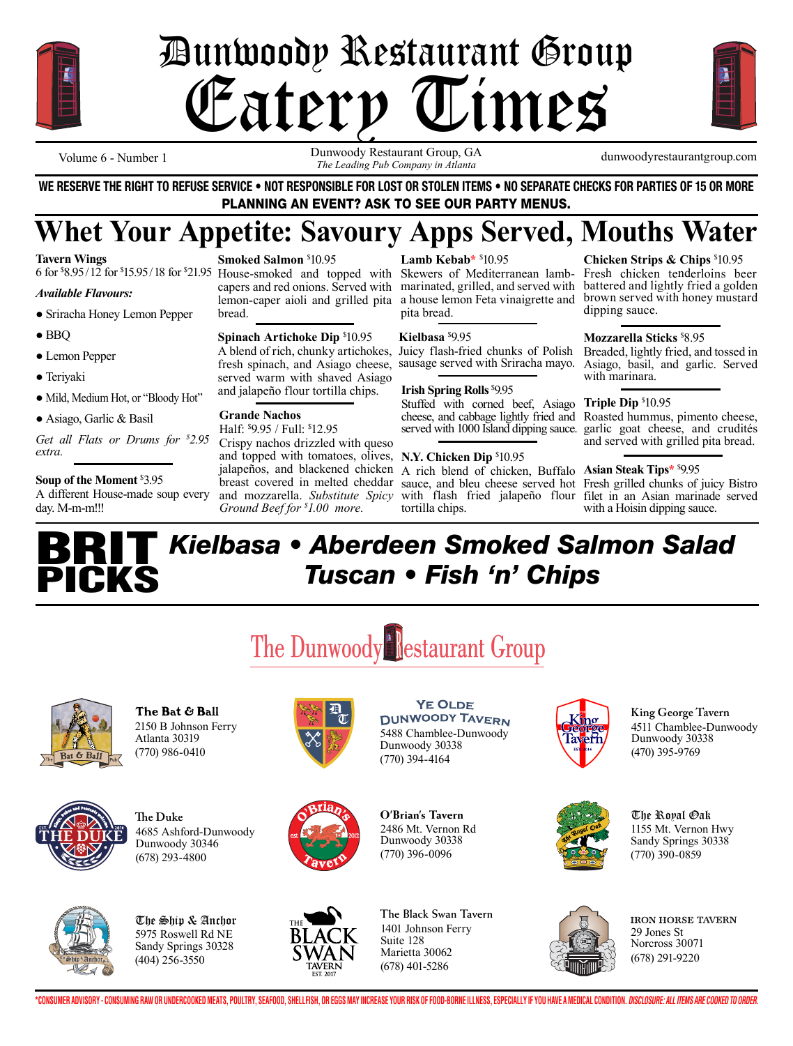# Dunwoody Restaurant Group
# Eatery Times

Volume 6 - Number 1 | Dunwoody Restaurant Group, GA *The Leading Pub Company in Atlanta* | dunwoodyrestaurantgroup.com

**WE RESERVE THE RIGHT TO REFUSE SERVICE • NOT RESPONSIBLE FOR LOST OR STOLEN ITEMS • NO SEPARATE CHECKS FOR PARTIES OF 15 OR MORE**
**PLANNING AN EVENT? ASK TO SEE OUR PARTY MENUS.**

## Whet Your Appetite: Savoury Apps Served, Mouths Water

**Tavern Wings**
6 for $8.95 / 12 for $15.95 / 18 for $21.95

***Available Flavours:***

- Sriracha Honey Lemon Pepper
- BBQ
- Lemon Pepper
- Teriyaki
- Mild, Medium Hot, or "Bloody Hot"
- Asiago, Garlic & Basil

*Get all Flats or Drums for $2.95 extra.*

**Soup of the Moment** $3.95
A different House-made soup every day. M-m-m!!!

**Smoked Salmon** $10.95
House-smoked and topped with capers and red onions. Served with lemon-caper aioli and grilled pita bread.

**Spinach Artichoke Dip** $10.95
A blend of rich, chunky artichokes, fresh spinach, and Asiago cheese, served warm with shaved Asiago and jalapeño flour tortilla chips.

**Grande Nachos**
Half: $9.95 / Full: $12.95
Crispy nachos drizzled with queso and topped with tomatoes, olives, jalapeños, and blackened chicken breast covered in melted cheddar and mozzarella. *Substitute Spicy Ground Beef for $1.00 more.*

**Lamb Kebab*** $10.95
Skewers of Mediterranean lamb-marinated, grilled, and served with a house lemon Feta vinaigrette and pita bread.

**Kielbasa** $9.95
Juicy flash-fried chunks of Polish sausage served with Sriracha mayo.

**Irish Spring Rolls** $9.95
Stuffed with corned beef, Asiago cheese, and cabbage lightly fried and served with 1000 Island dipping sauce.

**N.Y. Chicken Dip** $10.95
A rich blend of chicken, Buffalo sauce, and bleu cheese served hot with flash fried jalapeño flour tortilla chips.

**Chicken Strips & Chips** $10.95
Fresh chicken tenderloins beer battered and lightly fried a golden brown served with honey mustard dipping sauce.

**Mozzarella Sticks** $8.95
Breaded, lightly fried, and tossed in Asiago, basil, and garlic. Served with marinara.

**Triple Dip** $10.95
Roasted hummus, pimento cheese, garlic goat cheese, and crudités and served with grilled pita bread.

**Asian Steak Tips*** $9.95
Fresh grilled chunks of juicy Bistro filet in an Asian marinade served with a Hoisin dipping sauce.

## BRIT PICKS
***Kielbasa • Aberdeen Smoked Salmon Salad***
***Tuscan • Fish 'n' Chips***

## The Dunwoody Restaurant Group

**The Bat & Ball**
2150 B Johnson Ferry
Atlanta 30319
(770) 986-0410

**Ye Olde Dunwoody Tavern**
5488 Chamblee-Dunwoody
Dunwoody 30338
(770) 394-4164

**King George Tavern**
4511 Chamblee-Dunwoody
Dunwoody 30338
(470) 395-9769

**The Duke**
4685 Ashford-Dunwoody
Dunwoody 30346
(678) 293-4800

**O'Brian's Tavern**
2486 Mt. Vernon Rd
Dunwoody 30338
(770) 396-0096

**The Royal Oak**
1155 Mt. Vernon Hwy
Sandy Springs 30338
(770) 390-0859

**The Ship & Anchor**
5975 Roswell Rd NE
Sandy Springs 30328
(404) 256-3550

**The Black Swan Tavern**
1401 Johnson Ferry
Suite 128
Marietta 30062
(678) 401-5286

**IRON HORSE TAVERN**
29 Jones St
Norcross 30071
(678) 291-9220

***CONSUMER ADVISORY - CONSUMING RAW OR UNDERCOOKED MEATS, POULTRY, SEAFOOD, SHELLFISH, OR EGGS MAY INCREASE YOUR RISK OF FOOD-BORNE ILLNESS, ESPECIALLY IF YOU HAVE A MEDICAL CONDITION.** ***DISCLOSURE: ALL ITEMS ARE COOKED TO ORDER.***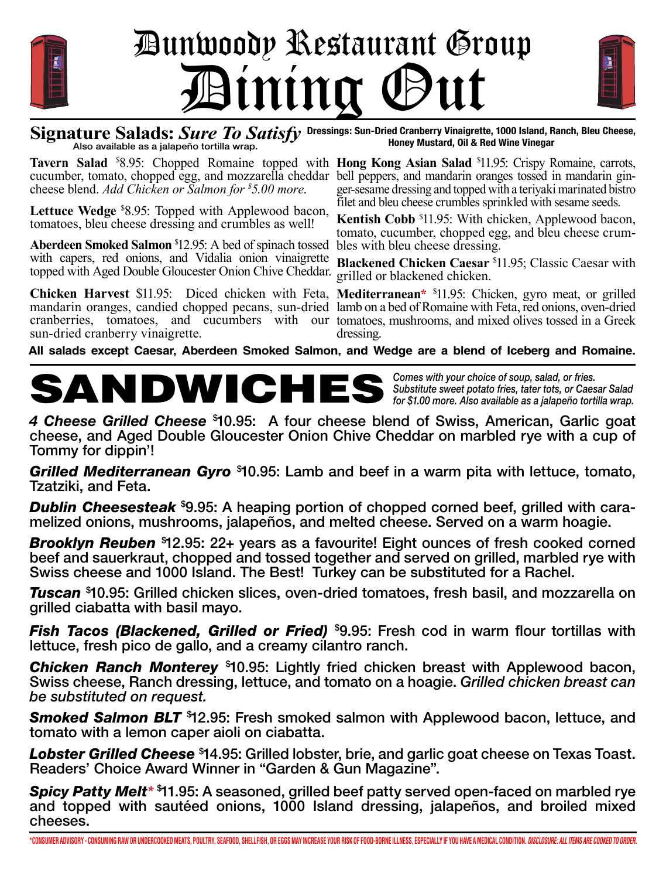# Dunwoody Restaurant Group
# Dining Out

## Signature Salads: *Sure To Satisfy*

Also available as a jalapeño tortilla wrap.

**Dressings: Sun-Dried Cranberry Vinaigrette, 1000 Island, Ranch, Bleu Cheese, Honey Mustard, Oil & Red Wine Vinegar**

**Tavern Salad** $8.95: Chopped Romaine topped with cucumber, tomato, chopped egg, and mozzarella cheddar cheese blend. *Add Chicken or Salmon for $5.00 more.*

**Lettuce Wedge** $8.95: Topped with Applewood bacon, tomatoes, bleu cheese dressing and crumbles as well!

**Aberdeen Smoked Salmon** $12.95: A bed of spinach tossed with capers, red onions, and Vidalia onion vinaigrette topped with Aged Double Gloucester Onion Chive Cheddar.

**Chicken Harvest** $11.95: Diced chicken with Feta, mandarin oranges, candied chopped pecans, sun-dried cranberries, tomatoes, and cucumbers with our sun-dried cranberry vinaigrette.

**Hong Kong Asian Salad** $11.95: Crispy Romaine, carrots, bell peppers, and mandarin oranges tossed in mandarin ginger-sesame dressing and topped with a teriyaki marinated bistro filet and bleu cheese crumbles sprinkled with sesame seeds.

**Kentish Cobb** $11.95: With chicken, Applewood bacon, tomato, cucumber, chopped egg, and bleu cheese crumbles with bleu cheese dressing.

**Blackened Chicken Caesar** $11.95; Classic Caesar with grilled or blackened chicken.

**Mediterranean*** $11.95: Chicken, gyro meat, or grilled lamb on a bed of Romaine with Feta, red onions, oven-dried tomatoes, mushrooms, and mixed olives tossed in a Greek dressing.

**All salads except Caesar, Aberdeen Smoked Salmon, and Wedge are a blend of Iceberg and Romaine.**

## SANDWICHES

*Comes with your choice of soup, salad, or fries. Substitute sweet potato fries, tater tots, or Caesar Salad for $1.00 more. Also available as a jalapeño tortilla wrap.*

***4 Cheese Grilled Cheese*** $10.95: A four cheese blend of Swiss, American, Garlic goat cheese, and Aged Double Gloucester Onion Chive Cheddar on marbled rye with a cup of Tommy for dippin'!

***Grilled Mediterranean Gyro*** $10.95: Lamb and beef in a warm pita with lettuce, tomato, Tzatziki, and Feta.

***Dublin Cheesesteak*** $9.95: A heaping portion of chopped corned beef, grilled with caramelized onions, mushrooms, jalapeños, and melted cheese. Served on a warm hoagie.

***Brooklyn Reuben*** $12.95: 22+ years as a favourite! Eight ounces of fresh cooked corned beef and sauerkraut, chopped and tossed together and served on grilled, marbled rye with Swiss cheese and 1000 Island. The Best! Turkey can be substituted for a Rachel.

***Tuscan*** $10.95: Grilled chicken slices, oven-dried tomatoes, fresh basil, and mozzarella on grilled ciabatta with basil mayo.

***Fish Tacos (Blackened, Grilled or Fried)*** $9.95: Fresh cod in warm flour tortillas with lettuce, fresh pico de gallo, and a creamy cilantro ranch.

***Chicken Ranch Monterey*** $10.95: Lightly fried chicken breast with Applewood bacon, Swiss cheese, Ranch dressing, lettuce, and tomato on a hoagie. *Grilled chicken breast can be substituted on request.*

***Smoked Salmon BLT*** $12.95: Fresh smoked salmon with Applewood bacon, lettuce, and tomato with a lemon caper aioli on ciabatta.

***Lobster Grilled Cheese*** $14.95: Grilled lobster, brie, and garlic goat cheese on Texas Toast. Readers' Choice Award Winner in "Garden & Gun Magazine".

***Spicy Patty Melt**** $11.95: A seasoned, grilled beef patty served open-faced on marbled rye and topped with sautéed onions, 1000 Island dressing, jalapeños, and broiled mixed cheeses.

*CONSUMER ADVISORY - CONSUMING RAW OR UNDERCOOKED MEATS, POULTRY, SEAFOOD, SHELLFISH, OR EGGS MAY INCREASE YOUR RISK OF FOOD-BORNE ILLNESS, ESPECIALLY IF YOU HAVE A MEDICAL CONDITION. *DISCLOSURE: ALL ITEMS ARE COOKED TO ORDER.*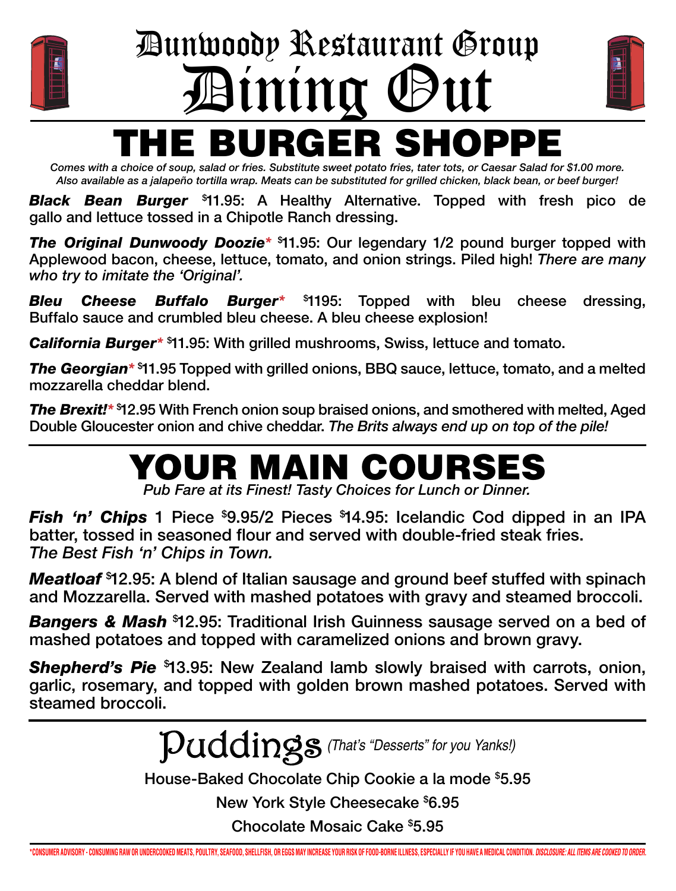# Dunwoody Restaurant Group
# Dining Out

## THE BURGER SHOPPE

*Comes with a choice of soup, salad or fries. Substitute sweet potato fries, tater tots, or Caesar Salad for $1.00 more. Also available as a jalapeño tortilla wrap. Meats can be substituted for grilled chicken, black bean, or beef burger!*

***Black Bean Burger*** $11.95: A Healthy Alternative. Topped with fresh pico de gallo and lettuce tossed in a Chipotle Ranch dressing.

***The Original Dunwoody Doozie**** $11.95: Our legendary 1/2 pound burger topped with Applewood bacon, cheese, lettuce, tomato, and onion strings. Piled high! *There are many who try to imitate the 'Original'.*

***Bleu Cheese Buffalo Burger**** $1195: Topped with bleu cheese dressing, Buffalo sauce and crumbled bleu cheese. A bleu cheese explosion!

***California Burger**** $11.95: With grilled mushrooms, Swiss, lettuce and tomato.

***The Georgian**** $11.95 Topped with grilled onions, BBQ sauce, lettuce, tomato, and a melted mozzarella cheddar blend.

***The Brexit!**** $12.95 With French onion soup braised onions, and smothered with melted, Aged Double Gloucester onion and chive cheddar. *The Brits always end up on top of the pile!*

## YOUR MAIN COURSES

*Pub Fare at its Finest! Tasty Choices for Lunch or Dinner.*

***Fish 'n' Chips*** 1 Piece $9.95/2 Pieces $14.95: Icelandic Cod dipped in an IPA batter, tossed in seasoned flour and served with double-fried steak fries.
*The Best Fish 'n' Chips in Town.*

***Meatloaf*** $12.95: A blend of Italian sausage and ground beef stuffed with spinach and Mozzarella. Served with mashed potatoes with gravy and steamed broccoli.

***Bangers & Mash*** $12.95: Traditional Irish Guinness sausage served on a bed of mashed potatoes and topped with caramelized onions and brown gravy.

***Shepherd's Pie*** $13.95: New Zealand lamb slowly braised with carrots, onion, garlic, rosemary, and topped with golden brown mashed potatoes. Served with steamed broccoli.

## Puddings *(That's "Desserts" for you Yanks!)*

House-Baked Chocolate Chip Cookie a la mode $5.95

New York Style Cheesecake $6.95

Chocolate Mosaic Cake $5.95

*CONSUMER ADVISORY - CONSUMING RAW OR UNDERCOOKED MEATS, POULTRY, SEAFOOD, SHELLFISH, OR EGGS MAY INCREASE YOUR RISK OF FOOD-BORNE ILLNESS, ESPECIALLY IF YOU HAVE A MEDICAL CONDITION. *DISCLOSURE: ALL ITEMS ARE COOKED TO ORDER.*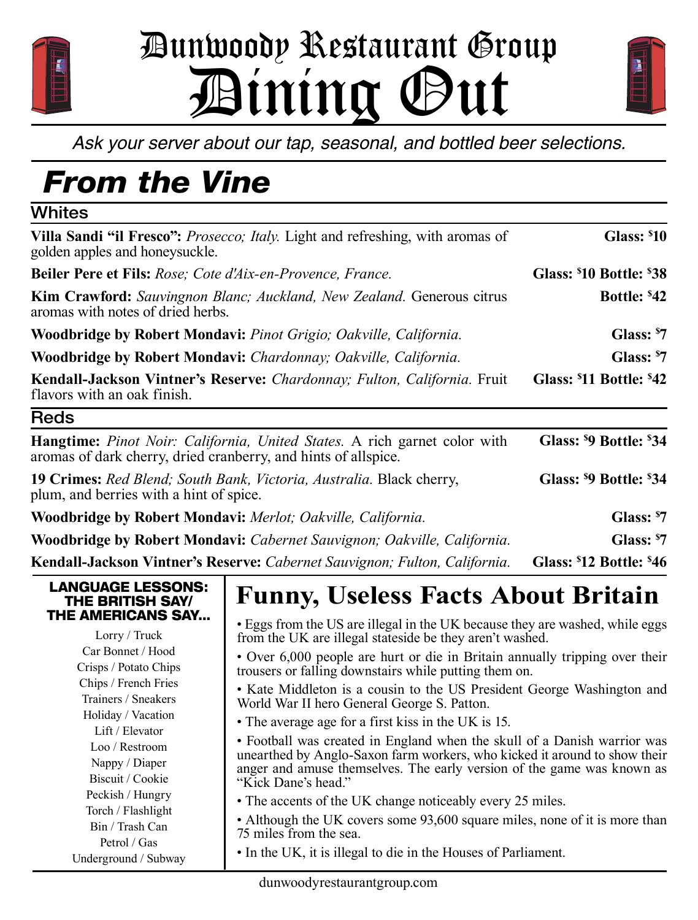# Dunwoody Restaurant Group
# Dining Out

*Ask your server about our tap, seasonal, and bottled beer selections.*

## *From the Vine*

### Whites

| | |
|---|---|
| **Villa Sandi "il Fresco":** *Prosecco; Italy.* Light and refreshing, with aromas of golden apples and honeysuckle. | **Glass: $10** |
| **Beiler Pere et Fils:** *Rose; Cote d'Aix-en-Provence, France.* | **Glass: $10 Bottle: $38** |
| **Kim Crawford:** *Sauvingnon Blanc; Auckland, New Zealand.* Generous citrus aromas with notes of dried herbs. | **Bottle: $42** |
| **Woodbridge by Robert Mondavi:** *Pinot Grigio; Oakville, California.* | **Glass: $7** |
| **Woodbridge by Robert Mondavi:** *Chardonnay; Oakville, California.* | **Glass: $7** |
| **Kendall-Jackson Vintner's Reserve:** *Chardonnay; Fulton, California.* Fruit flavors with an oak finish. | **Glass: $11 Bottle: $42** |

### Reds

| | |
|---|---|
| **Hangtime:** *Pinot Noir: California, United States.* A rich garnet color with aromas of dark cherry, dried cranberry, and hints of allspice. | **Glass: $9 Bottle: $34** |
| **19 Crimes:** *Red Blend; South Bank, Victoria, Australia.* Black cherry, plum, and berries with a hint of spice. | **Glass: $9 Bottle: $34** |
| **Woodbridge by Robert Mondavi:** *Merlot; Oakville, California.* | **Glass: $7** |
| **Woodbridge by Robert Mondavi:** *Cabernet Sauvignon; Oakville, California.* | **Glass: $7** |
| **Kendall-Jackson Vintner's Reserve:** *Cabernet Sauvignon; Fulton, California.* | **Glass: $12 Bottle: $46** |

### LANGUAGE LESSONS: THE BRITISH SAY/ THE AMERICANS SAY...

Lorry / Truck
Car Bonnet / Hood
Crisps / Potato Chips
Chips / French Fries
Trainers / Sneakers
Holiday / Vacation
Lift / Elevator
Loo / Restroom
Nappy / Diaper
Biscuit / Cookie
Peckish / Hungry
Torch / Flashlight
Bin / Trash Can
Petrol / Gas
Underground / Subway

## Funny, Useless Facts About Britain

- Eggs from the US are illegal in the UK because they are washed, while eggs from the UK are illegal stateside be they aren't washed.
- Over 6,000 people are hurt or die in Britain annually tripping over their trousers or falling downstairs while putting them on.
- Kate Middleton is a cousin to the US President George Washington and World War II hero General George S. Patton.
- The average age for a first kiss in the UK is 15.
- Football was created in England when the skull of a Danish warrior was unearthed by Anglo-Saxon farm workers, who kicked it around to show their anger and amuse themselves. The early version of the game was known as "Kick Dane's head."
- The accents of the UK change noticeably every 25 miles.
- Although the UK covers some 93,600 square miles, none of it is more than 75 miles from the sea.
- In the UK, it is illegal to die in the Houses of Parliament.

dunwoodyrestaurantgroup.com